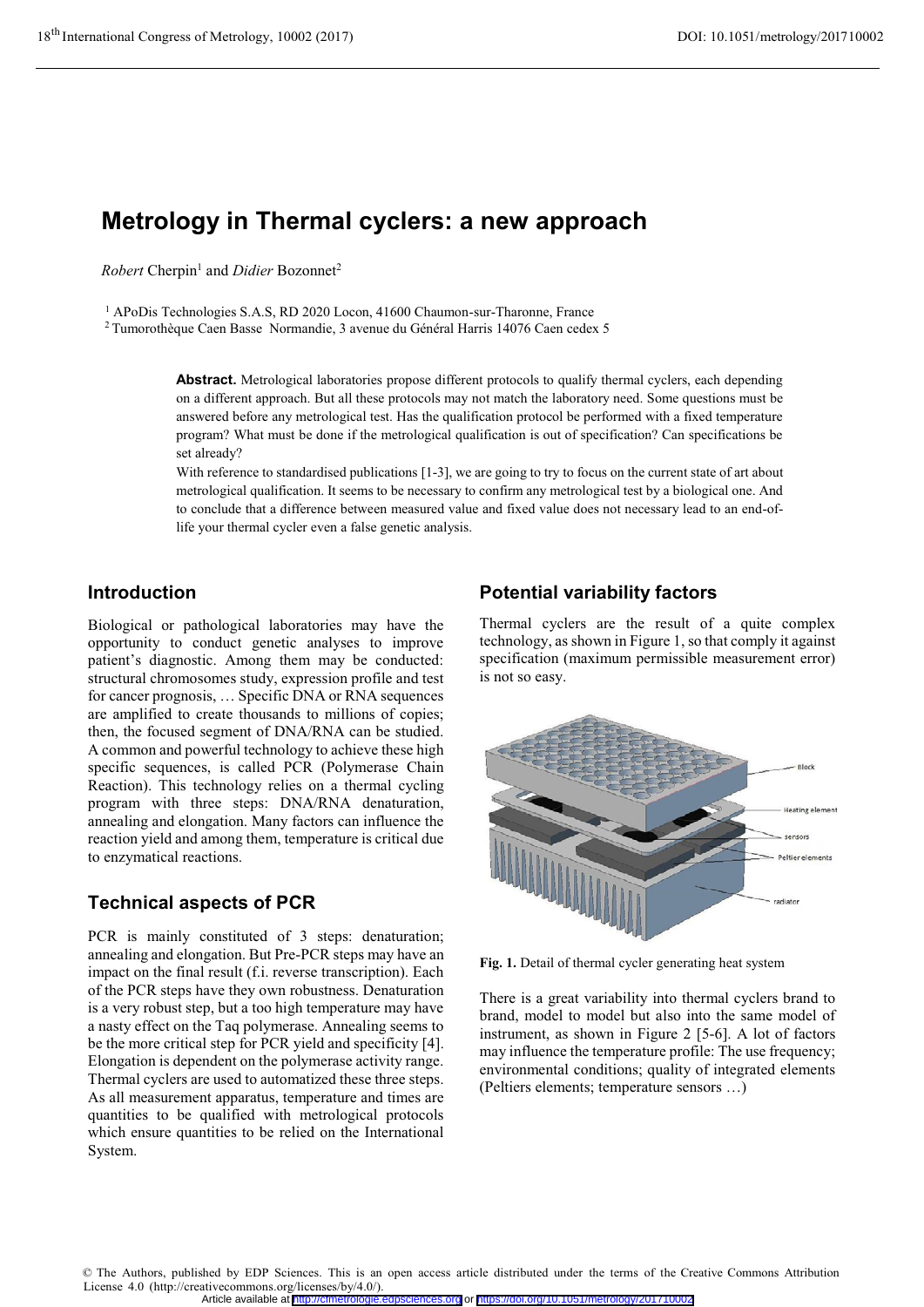# Metrology in Thermal cyclers: a new approach

*Robert* Cherpin[1] and *Didier* Bozonnet[2]

[1] APoDis Technologies S.A.S, RD 2020 Locon, 41600 Chaumon-sur-Tharonne, France
[2] Tumorothèque Caen Basse Normandie, 3 avenue du Général Harris 14076 Caen cedex 5

**Abstract.** Metrological laboratories propose different protocols to qualify thermal cyclers, each depending on a different approach. But all these protocols may not match the laboratory need. Some questions must be answered before any metrological test. Has the qualification protocol be performed with a fixed temperature program? What must be done if the metrological qualification is out of specification? Can specifications be set already?

With reference to standardised publications [1-3], we are going to try to focus on the current state of art about metrological qualification. It seems to be necessary to confirm any metrological test by a biological one. And to conclude that a difference between measured value and fixed value does not necessary lead to an end-of-life your thermal cycler even a false genetic analysis.

## Introduction

Biological or pathological laboratories may have the opportunity to conduct genetic analyses to improve patient's diagnostic. Among them may be conducted: structural chromosomes study, expression profile and test for cancer prognosis, … Specific DNA or RNA sequences are amplified to create thousands to millions of copies; then, the focused segment of DNA/RNA can be studied. A common and powerful technology to achieve these high specific sequences, is called PCR (Polymerase Chain Reaction). This technology relies on a thermal cycling program with three steps: DNA/RNA denaturation, annealing and elongation. Many factors can influence the reaction yield and among them, temperature is critical due to enzymatical reactions.

## Technical aspects of PCR

PCR is mainly constituted of 3 steps: denaturation; annealing and elongation. But Pre-PCR steps may have an impact on the final result (f.i. reverse transcription). Each of the PCR steps have they own robustness. Denaturation is a very robust step, but a too high temperature may have a nasty effect on the Taq polymerase. Annealing seems to be the more critical step for PCR yield and specificity [4]. Elongation is dependent on the polymerase activity range. Thermal cyclers are used to automatized these three steps. As all measurement apparatus, temperature and times are quantities to be qualified with metrological protocols which ensure quantities to be relied on the International System.

## Potential variability factors

Thermal cyclers are the result of a quite complex technology, as shown in Figure 1, so that comply it against specification (maximum permissible measurement error) is not so easy.

**Fig. 1.** Detail of thermal cycler generating heat system

There is a great variability into thermal cyclers brand to brand, model to model but also into the same model of instrument, as shown in Figure 2 [5-6]. A lot of factors may influence the temperature profile: The use frequency; environmental conditions; quality of integrated elements (Peltiers elements; temperature sensors …)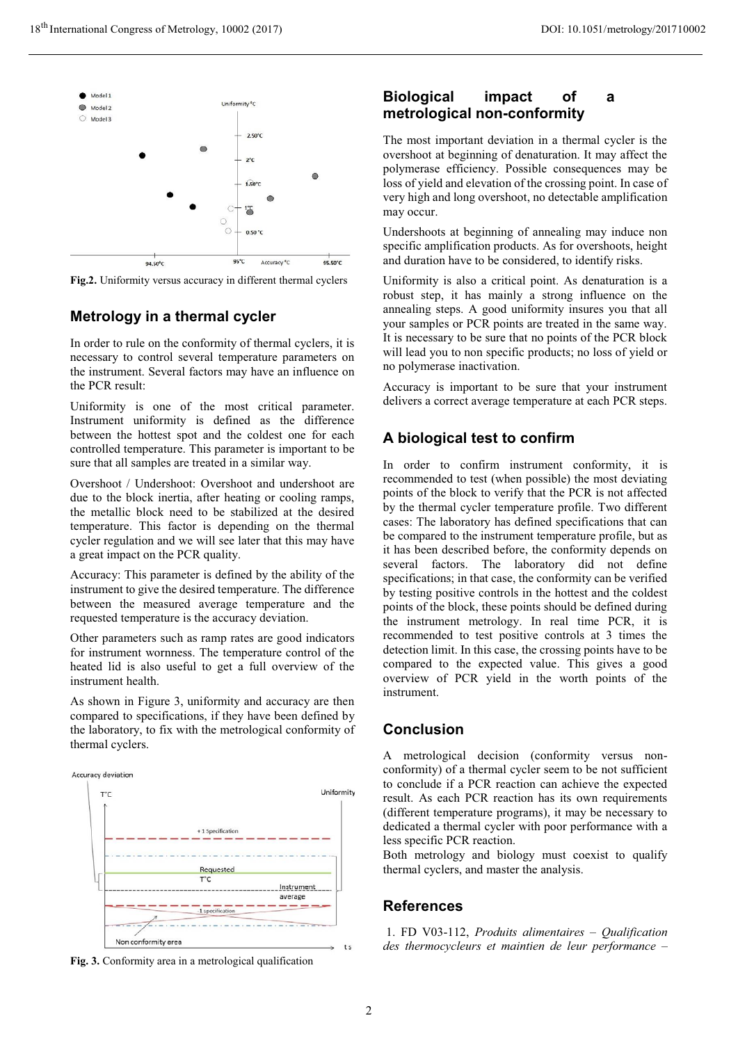Fig.2. Uniformity versus accuracy in different thermal cyclers

## Metrology in a thermal cycler

In order to rule on the conformity of thermal cyclers, it is necessary to control several temperature parameters on the instrument. Several factors may have an influence on the PCR result:

Uniformity is one of the most critical parameter. Instrument uniformity is defined as the difference between the hottest spot and the coldest one for each controlled temperature. This parameter is important to be sure that all samples are treated in a similar way.

Overshoot / Undershoot: Overshoot and undershoot are due to the block inertia, after heating or cooling ramps, the metallic block need to be stabilized at the desired temperature. This factor is depending on the thermal cycler regulation and we will see later that this may have a great impact on the PCR quality.

Accuracy: This parameter is defined by the ability of the instrument to give the desired temperature. The difference between the measured average temperature and the requested temperature is the accuracy deviation.

Other parameters such as ramp rates are good indicators for instrument wornness. The temperature control of the heated lid is also useful to get a full overview of the instrument health.

As shown in Figure 3, uniformity and accuracy are then compared to specifications, if they have been defined by the laboratory, to fix with the metrological conformity of thermal cyclers.

Fig. 3. Conformity area in a metrological qualification

## Biological impact of a metrological non-conformity

The most important deviation in a thermal cycler is the overshoot at beginning of denaturation. It may affect the polymerase efficiency. Possible consequences may be loss of yield and elevation of the crossing point. In case of very high and long overshoot, no detectable amplification may occur.

Undershoots at beginning of annealing may induce non specific amplification products. As for overshoots, height and duration have to be considered, to identify risks.

Uniformity is also a critical point. As denaturation is a robust step, it has mainly a strong influence on the annealing steps. A good uniformity insures you that all your samples or PCR points are treated in the same way. It is necessary to be sure that no points of the PCR block will lead you to non specific products; no loss of yield or no polymerase inactivation.

Accuracy is important to be sure that your instrument delivers a correct average temperature at each PCR steps.

## A biological test to confirm

In order to confirm instrument conformity, it is recommended to test (when possible) the most deviating points of the block to verify that the PCR is not affected by the thermal cycler temperature profile. Two different cases: The laboratory has defined specifications that can be compared to the instrument temperature profile, but as it has been described before, the conformity depends on several factors. The laboratory did not define specifications; in that case, the conformity can be verified by testing positive controls in the hottest and the coldest points of the block, these points should be defined during the instrument metrology. In real time PCR, it is recommended to test positive controls at 3 times the detection limit. In this case, the crossing points have to be compared to the expected value. This gives a good overview of PCR yield in the worth points of the instrument.

## Conclusion

A metrological decision (conformity versus non-conformity) of a thermal cycler seem to be not sufficient to conclude if a PCR reaction can achieve the expected result. As each PCR reaction has its own requirements (different temperature programs), it may be necessary to dedicated a thermal cycler with poor performance with a less specific PCR reaction.

Both metrology and biology must coexist to qualify thermal cyclers, and master the analysis.

## References

1. FD V03-112, *Produits alimentaires – Qualification des thermocycleurs et maintien de leur performance –*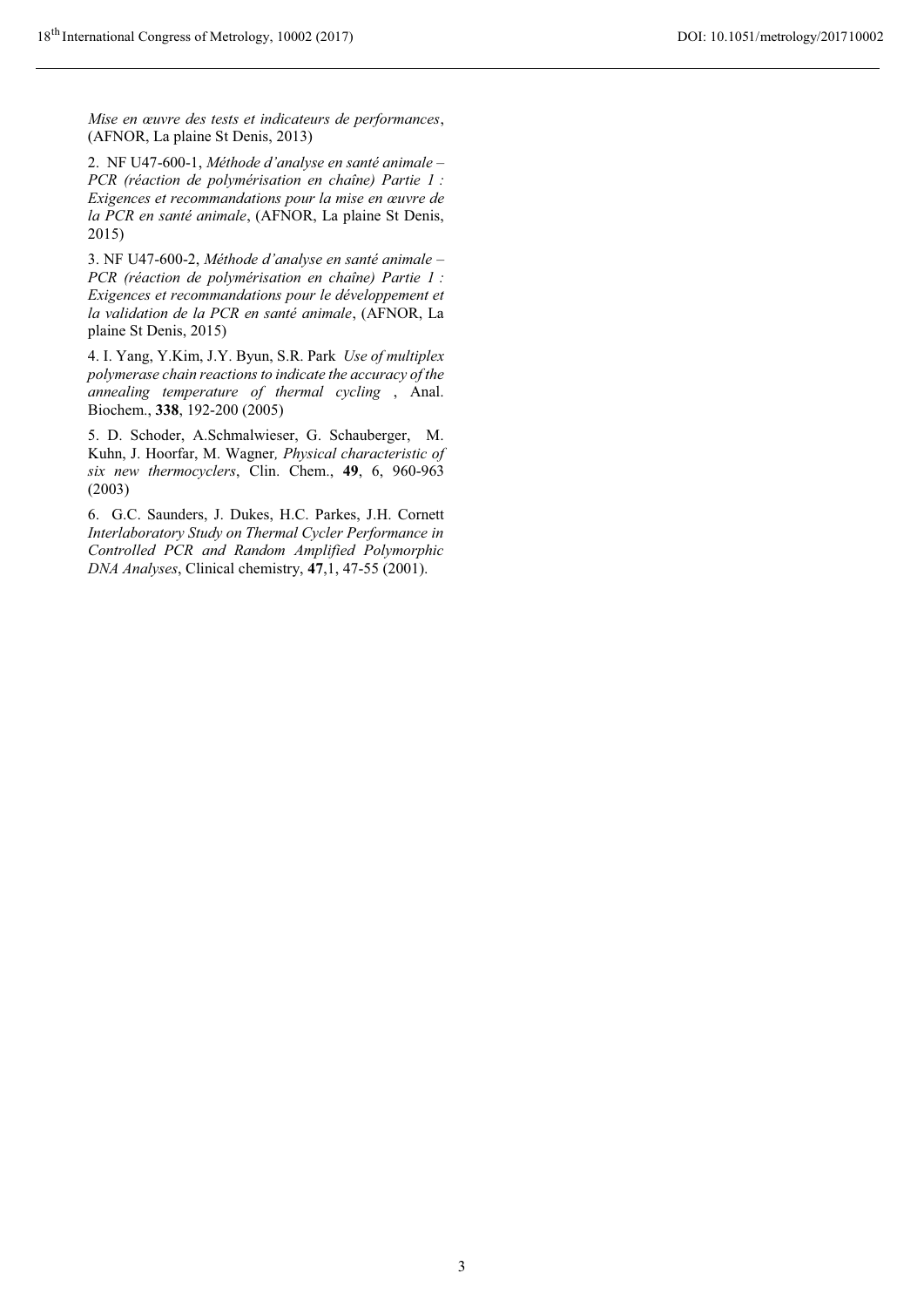*Mise en œuvre des tests et indicateurs de performances*, (AFNOR, La plaine St Denis, 2013)

2. NF U47-600-1, *Méthode d'analyse en santé animale – PCR (réaction de polymérisation en chaîne) Partie 1 : Exigences et recommandations pour la mise en œuvre de la PCR en santé animale*, (AFNOR, La plaine St Denis, 2015)

3. NF U47-600-2, *Méthode d'analyse en santé animale – PCR (réaction de polymérisation en chaîne) Partie 1 : Exigences et recommandations pour le développement et la validation de la PCR en santé animale*, (AFNOR, La plaine St Denis, 2015)

4. I. Yang, Y.Kim, J.Y. Byun, S.R. Park *Use of multiplex polymerase chain reactions to indicate the accuracy of the annealing temperature of thermal cycling* , Anal. Biochem., **338**, 192-200 (2005)

5. D. Schoder, A.Schmalwieser, G. Schauberger, M. Kuhn, J. Hoorfar, M. Wagner*, Physical characteristic of six new thermocyclers*, Clin. Chem., **49**, 6, 960-963 (2003)

6. G.C. Saunders, J. Dukes, H.C. Parkes, J.H. Cornett *Interlaboratory Study on Thermal Cycler Performance in Controlled PCR and Random Amplified Polymorphic DNA Analyses*, Clinical chemistry, **47**,1, 47-55 (2001).